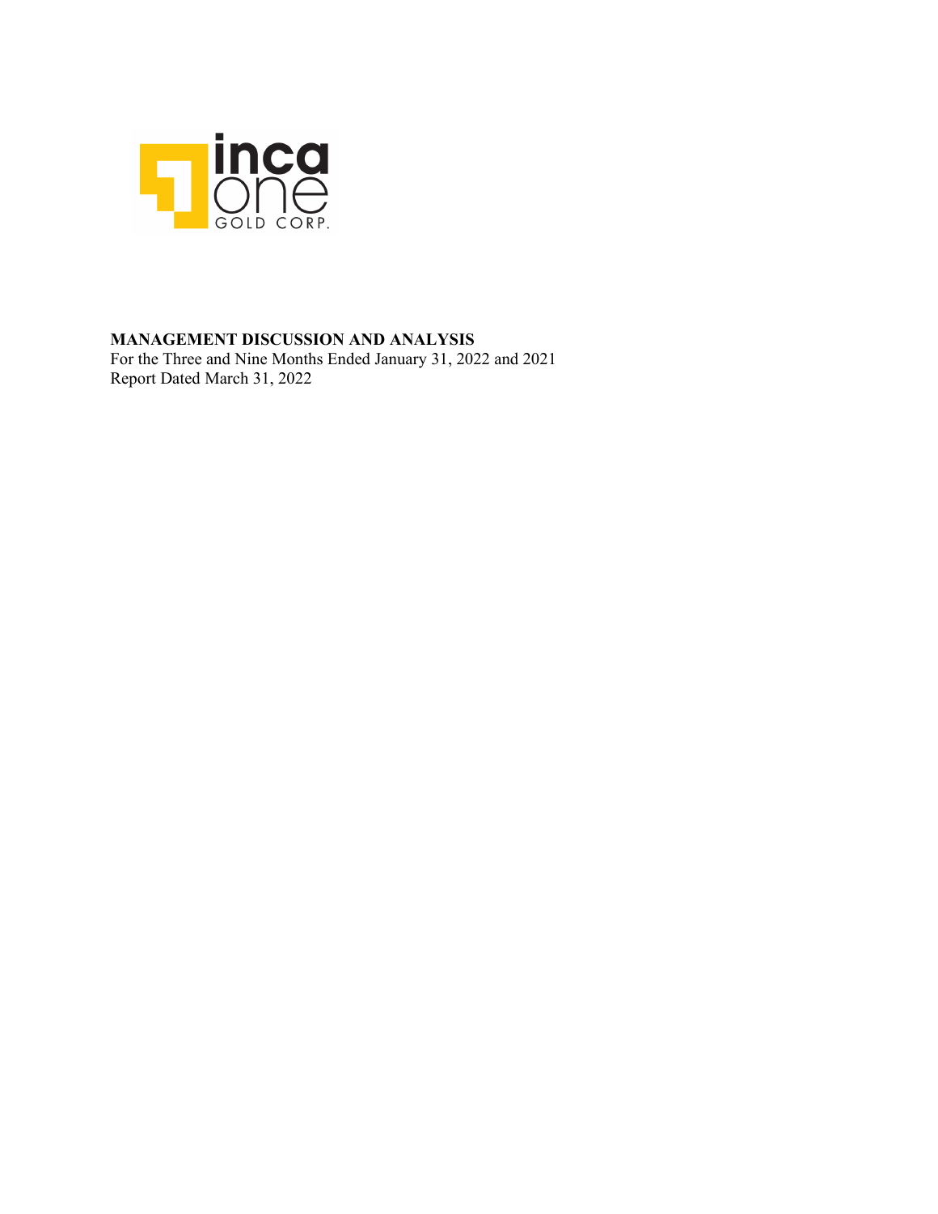inca one GOLD CORP.

**MANAGEMENT DISCUSSION AND ANALYSIS**

For the Three and Nine Months Ended January 31, 2022 and 2021

Report Dated March 31, 2022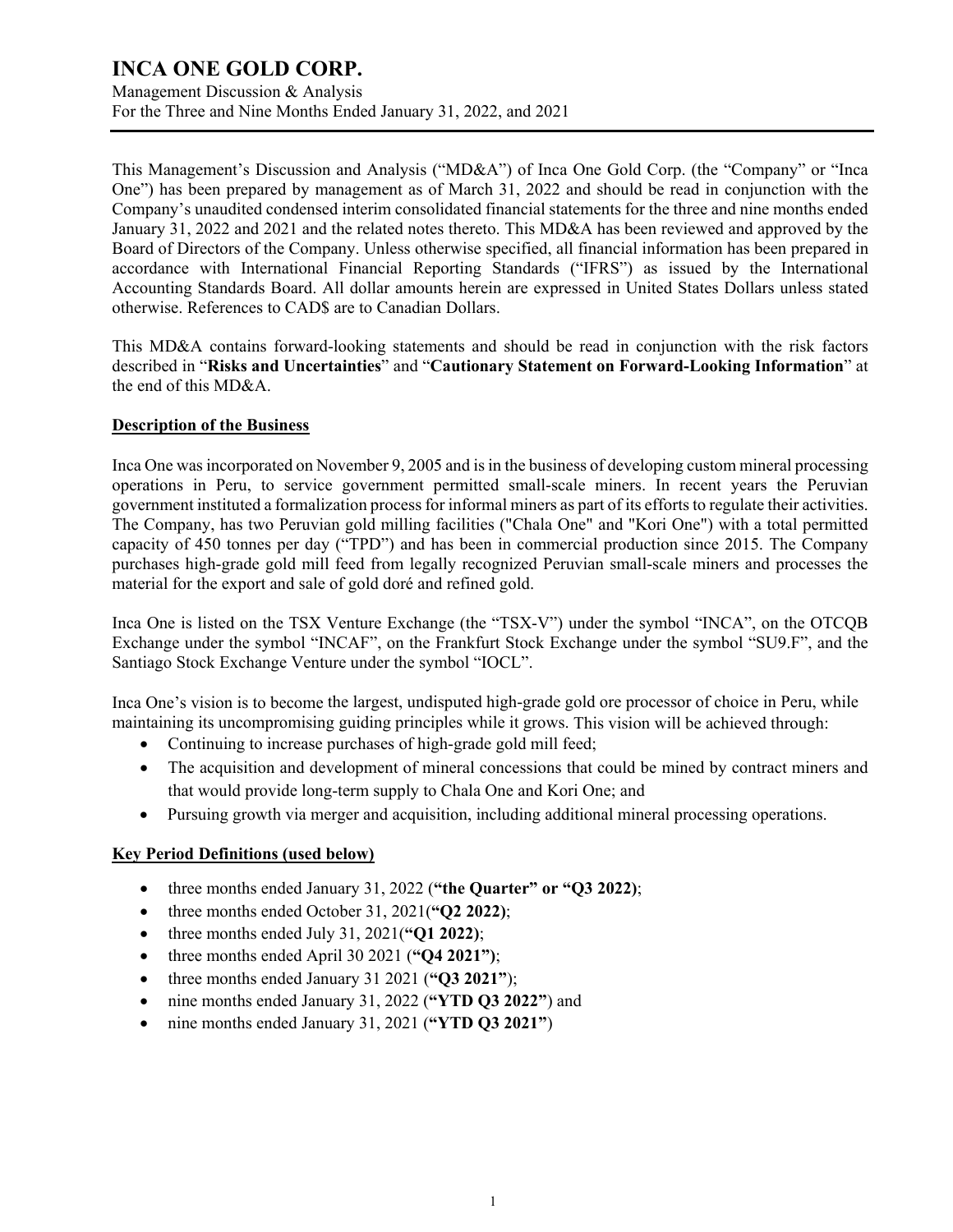# INCA ONE GOLD CORP.

Management Discussion & Analysis
For the Three and Nine Months Ended January 31, 2022, and 2021

This Management's Discussion and Analysis ("MD&A") of Inca One Gold Corp. (the "Company" or "Inca One") has been prepared by management as of March 31, 2022 and should be read in conjunction with the Company's unaudited condensed interim consolidated financial statements for the three and nine months ended January 31, 2022 and 2021 and the related notes thereto. This MD&A has been reviewed and approved by the Board of Directors of the Company. Unless otherwise specified, all financial information has been prepared in accordance with International Financial Reporting Standards ("IFRS") as issued by the International Accounting Standards Board. All dollar amounts herein are expressed in United States Dollars unless stated otherwise. References to CAD$ are to Canadian Dollars.

This MD&A contains forward-looking statements and should be read in conjunction with the risk factors described in "**Risks and Uncertainties**" and "**Cautionary Statement on Forward-Looking Information**" at the end of this MD&A.

## Description of the Business

Inca One was incorporated on November 9, 2005 and is in the business of developing custom mineral processing operations in Peru, to service government permitted small-scale miners. In recent years the Peruvian government instituted a formalization process for informal miners as part of its efforts to regulate their activities. The Company, has two Peruvian gold milling facilities ("Chala One" and "Kori One") with a total permitted capacity of 450 tonnes per day ("TPD") and has been in commercial production since 2015. The Company purchases high-grade gold mill feed from legally recognized Peruvian small-scale miners and processes the material for the export and sale of gold doré and refined gold.

Inca One is listed on the TSX Venture Exchange (the "TSX-V") under the symbol "INCA", on the OTCQB Exchange under the symbol "INCAF", on the Frankfurt Stock Exchange under the symbol "SU9.F", and the Santiago Stock Exchange Venture under the symbol "IOCL".

Inca One's vision is to become the largest, undisputed high-grade gold ore processor of choice in Peru, while maintaining its uncompromising guiding principles while it grows. This vision will be achieved through:

- Continuing to increase purchases of high-grade gold mill feed;
- The acquisition and development of mineral concessions that could be mined by contract miners and that would provide long-term supply to Chala One and Kori One; and
- Pursuing growth via merger and acquisition, including additional mineral processing operations.

## Key Period Definitions (used below)

- three months ended January 31, 2022 (**"the Quarter" or "Q3 2022)**;
- three months ended October 31, 2021(**"Q2 2022)**;
- three months ended July 31, 2021(**"Q1 2022)**;
- three months ended April 30 2021 (**"Q4 2021")**;
- three months ended January 31 2021 (**"Q3 2021"**);
- nine months ended January 31, 2022 (**"YTD Q3 2022"**) and
- nine months ended January 31, 2021 (**"YTD Q3 2021"**)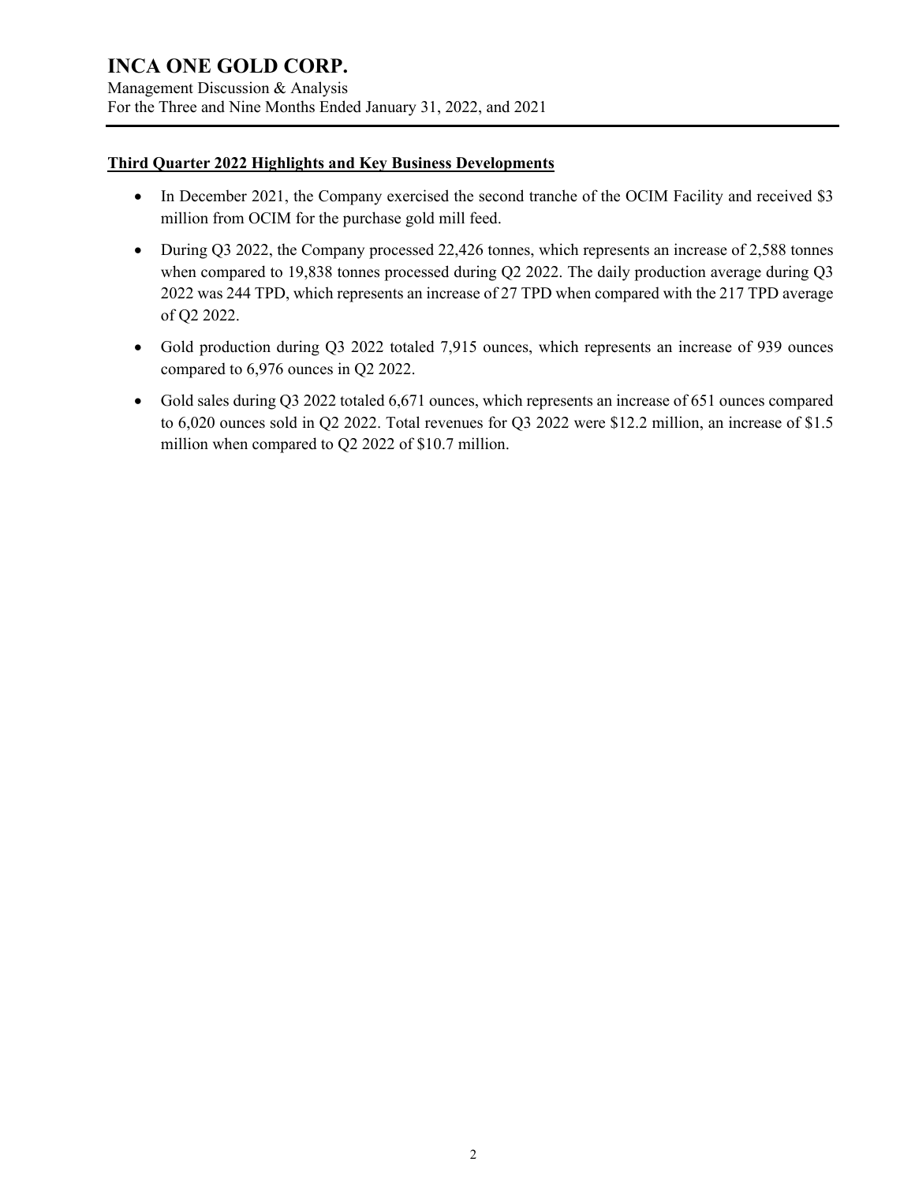## Third Quarter 2022 Highlights and Key Business Developments

- In December 2021, the Company exercised the second tranche of the OCIM Facility and received $3 million from OCIM for the purchase gold mill feed.
- During Q3 2022, the Company processed 22,426 tonnes, which represents an increase of 2,588 tonnes when compared to 19,838 tonnes processed during Q2 2022. The daily production average during Q3 2022 was 244 TPD, which represents an increase of 27 TPD when compared with the 217 TPD average of Q2 2022.
- Gold production during Q3 2022 totaled 7,915 ounces, which represents an increase of 939 ounces compared to 6,976 ounces in Q2 2022.
- Gold sales during Q3 2022 totaled 6,671 ounces, which represents an increase of 651 ounces compared to 6,020 ounces sold in Q2 2022. Total revenues for Q3 2022 were $12.2 million, an increase of $1.5 million when compared to Q2 2022 of $10.7 million.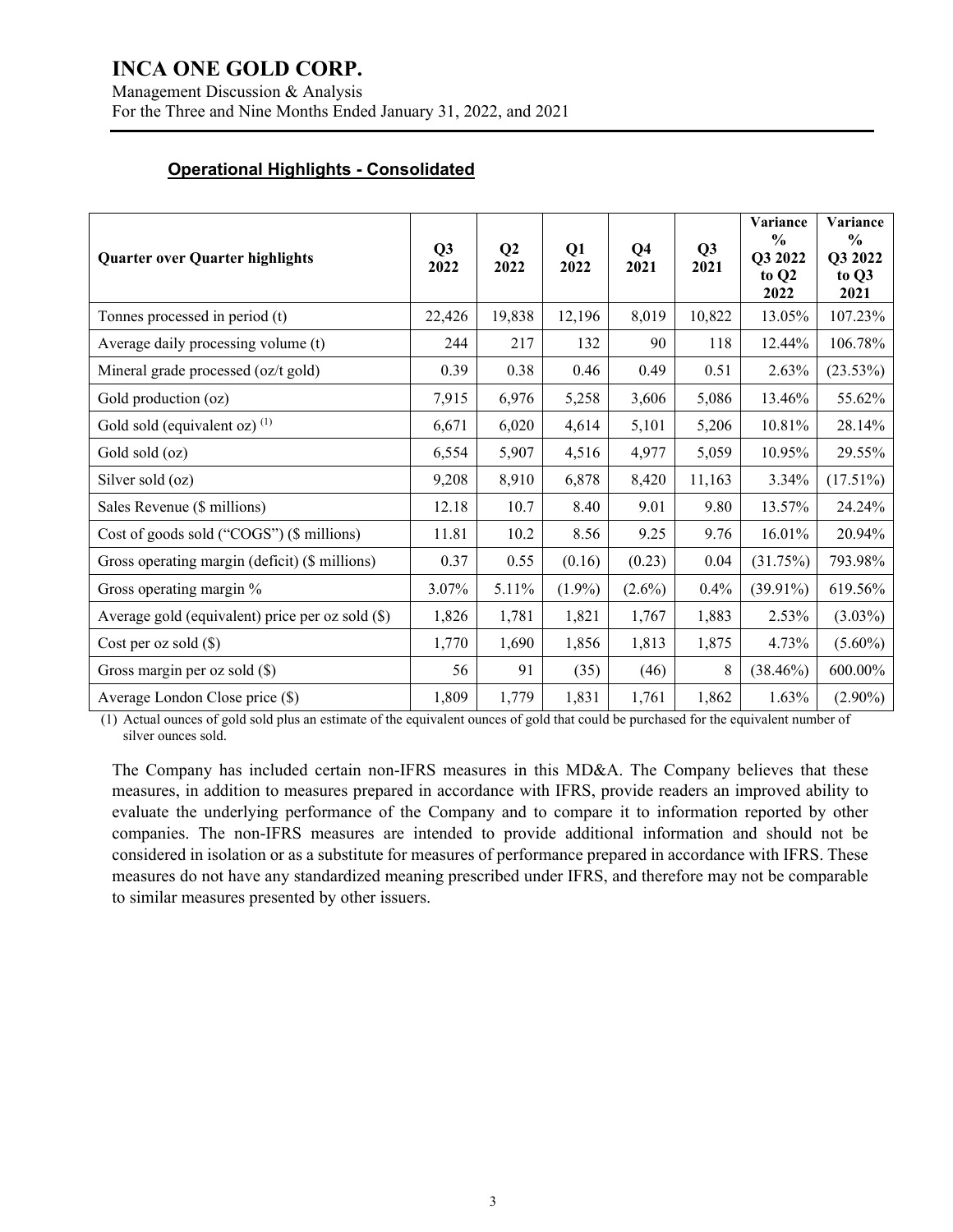## Operational Highlights - Consolidated

| Quarter over Quarter highlights | Q3 2022 | Q2 2022 | Q1 2022 | Q4 2021 | Q3 2021 | Variance % Q3 2022 to Q2 2022 | Variance % Q3 2022 to Q3 2021 |
|---|---|---|---|---|---|---|---|
| Tonnes processed in period (t) | 22,426 | 19,838 | 12,196 | 8,019 | 10,822 | 13.05% | 107.23% |
| Average daily processing volume (t) | 244 | 217 | 132 | 90 | 118 | 12.44% | 106.78% |
| Mineral grade processed (oz/t gold) | 0.39 | 0.38 | 0.46 | 0.49 | 0.51 | 2.63% | (23.53%) |
| Gold production (oz) | 7,915 | 6,976 | 5,258 | 3,606 | 5,086 | 13.46% | 55.62% |
| Gold sold (equivalent oz) (1) | 6,671 | 6,020 | 4,614 | 5,101 | 5,206 | 10.81% | 28.14% |
| Gold sold (oz) | 6,554 | 5,907 | 4,516 | 4,977 | 5,059 | 10.95% | 29.55% |
| Silver sold (oz) | 9,208 | 8,910 | 6,878 | 8,420 | 11,163 | 3.34% | (17.51%) |
| Sales Revenue ($ millions) | 12.18 | 10.7 | 8.40 | 9.01 | 9.80 | 13.57% | 24.24% |
| Cost of goods sold ("COGS") ($ millions) | 11.81 | 10.2 | 8.56 | 9.25 | 9.76 | 16.01% | 20.94% |
| Gross operating margin (deficit) ($ millions) | 0.37 | 0.55 | (0.16) | (0.23) | 0.04 | (31.75%) | 793.98% |
| Gross operating margin % | 3.07% | 5.11% | (1.9%) | (2.6%) | 0.4% | (39.91%) | 619.56% |
| Average gold (equivalent) price per oz sold ($) | 1,826 | 1,781 | 1,821 | 1,767 | 1,883 | 2.53% | (3.03%) |
| Cost per oz sold ($) | 1,770 | 1,690 | 1,856 | 1,813 | 1,875 | 4.73% | (5.60%) |
| Gross margin per oz sold ($) | 56 | 91 | (35) | (46) | 8 | (38.46%) | 600.00% |
| Average London Close price ($) | 1,809 | 1,779 | 1,831 | 1,761 | 1,862 | 1.63% | (2.90%) |

(1) Actual ounces of gold sold plus an estimate of the equivalent ounces of gold that could be purchased for the equivalent number of silver ounces sold.

The Company has included certain non-IFRS measures in this MD&A. The Company believes that these measures, in addition to measures prepared in accordance with IFRS, provide readers an improved ability to evaluate the underlying performance of the Company and to compare it to information reported by other companies. The non-IFRS measures are intended to provide additional information and should not be considered in isolation or as a substitute for measures of performance prepared in accordance with IFRS. These measures do not have any standardized meaning prescribed under IFRS, and therefore may not be comparable to similar measures presented by other issuers.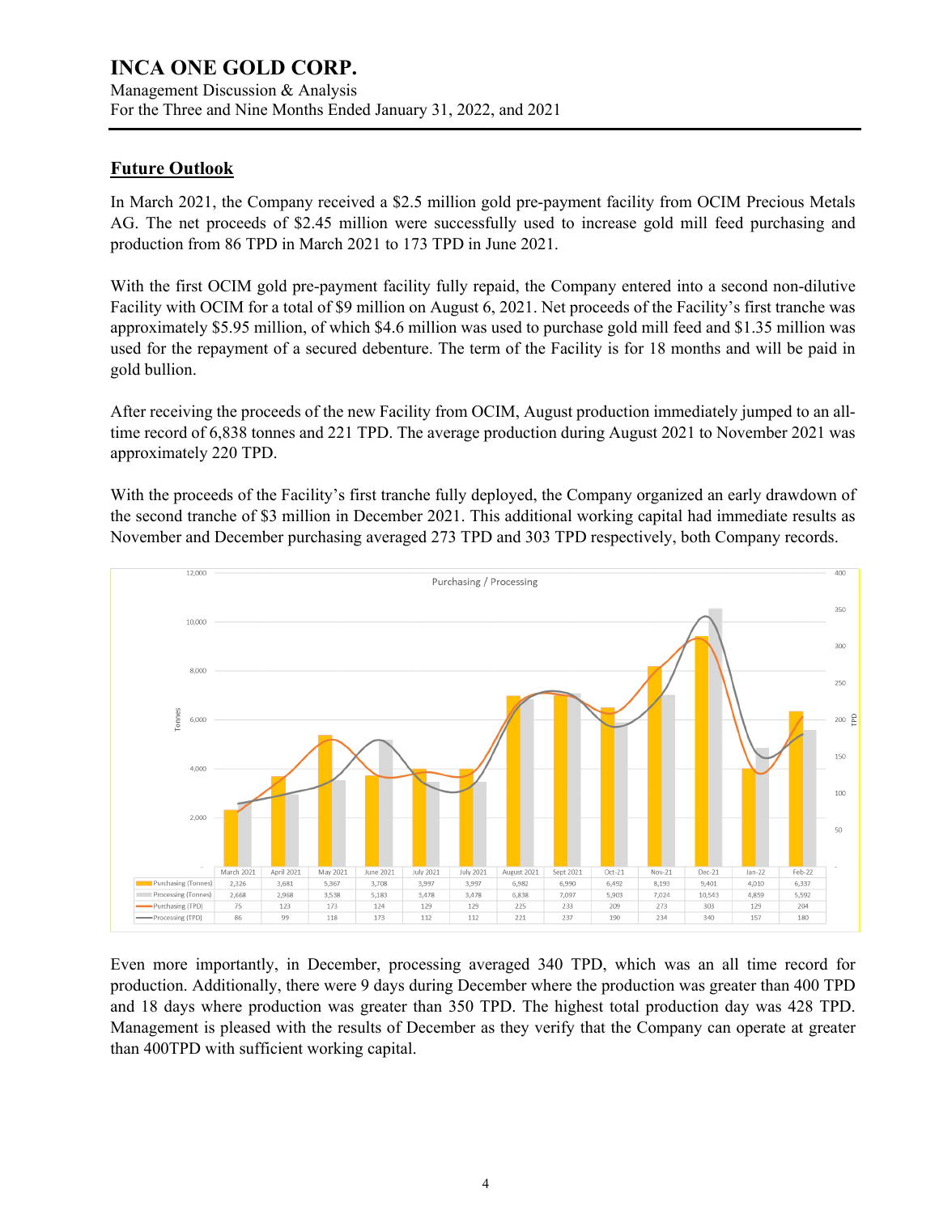## Future Outlook

In March 2021, the Company received a $2.5 million gold pre-payment facility from OCIM Precious Metals AG. The net proceeds of $2.45 million were successfully used to increase gold mill feed purchasing and production from 86 TPD in March 2021 to 173 TPD in June 2021.

With the first OCIM gold pre-payment facility fully repaid, the Company entered into a second non-dilutive Facility with OCIM for a total of $9 million on August 6, 2021. Net proceeds of the Facility's first tranche was approximately $5.95 million, of which $4.6 million was used to purchase gold mill feed and $1.35 million was used for the repayment of a secured debenture. The term of the Facility is for 18 months and will be paid in gold bullion.

After receiving the proceeds of the new Facility from OCIM, August production immediately jumped to an all-time record of 6,838 tonnes and 221 TPD. The average production during August 2021 to November 2021 was approximately 220 TPD.

With the proceeds of the Facility's first tranche fully deployed, the Company organized an early drawdown of the second tranche of $3 million in December 2021. This additional working capital had immediate results as November and December purchasing averaged 273 TPD and 303 TPD respectively, both Company records.

Purchasing / Processing

| | March 2021 | April 2021 | May 2021 | June 2021 | July 2021 | July 2021 | August 2021 | Sept 2021 | Oct-21 | Nov-21 | Dec-21 | Jan-22 | Feb-22 |
|---|---|---|---|---|---|---|---|---|---|---|---|---|---|
| Purchasing (Tonnes) | 2,326 | 3,681 | 5,367 | 3,708 | 3,997 | 3,997 | 6,982 | 6,990 | 6,492 | 8,193 | 9,401 | 4,010 | 6,337 |
| Processing (Tonnes) | 2,668 | 2,968 | 3,538 | 5,183 | 3,478 | 3,478 | 6,838 | 7,097 | 5,903 | 7,024 | 10,543 | 4,859 | 5,592 |
| Purchasing (TPD) | 75 | 123 | 173 | 124 | 129 | 129 | 225 | 233 | 209 | 273 | 303 | 129 | 204 |
| Processing (TPD) | 86 | 99 | 118 | 173 | 112 | 112 | 221 | 237 | 190 | 234 | 340 | 157 | 180 |

Even more importantly, in December, processing averaged 340 TPD, which was an all time record for production. Additionally, there were 9 days during December where the production was greater than 400 TPD and 18 days where production was greater than 350 TPD. The highest total production day was 428 TPD. Management is pleased with the results of December as they verify that the Company can operate at greater than 400TPD with sufficient working capital.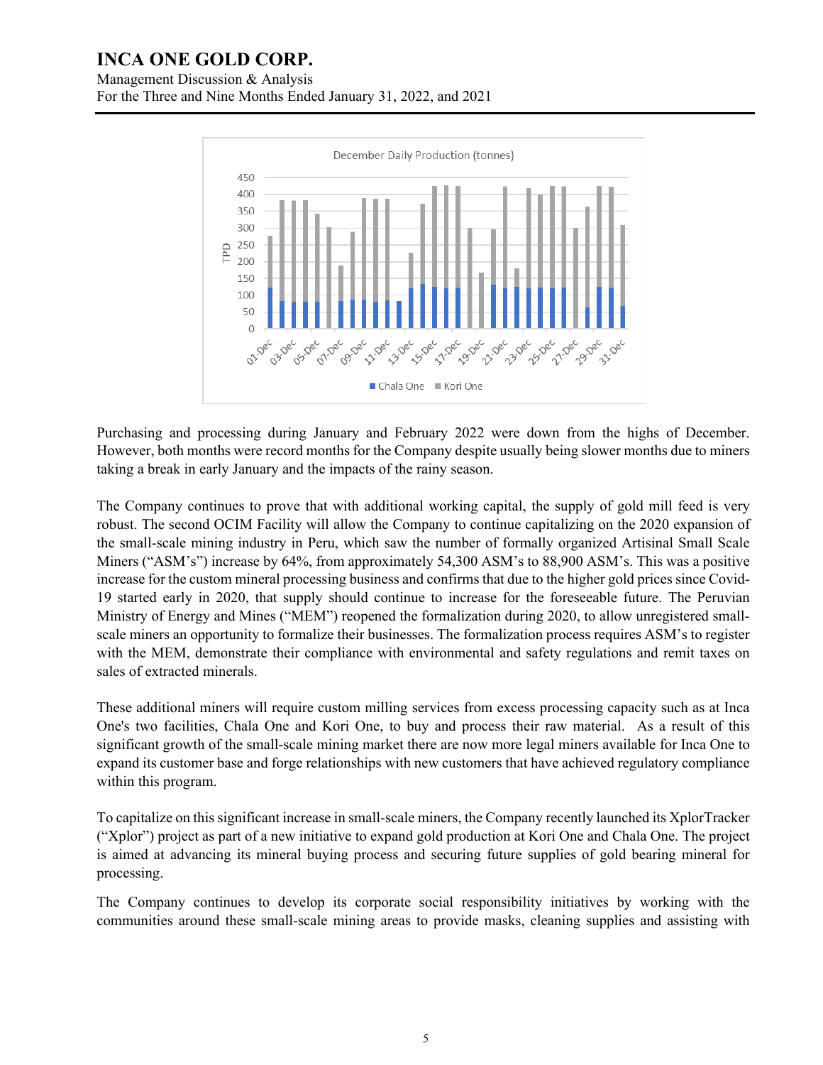Purchasing and processing during January and February 2022 were down from the highs of December. However, both months were record months for the Company despite usually being slower months due to miners taking a break in early January and the impacts of the rainy season.

The Company continues to prove that with additional working capital, the supply of gold mill feed is very robust. The second OCIM Facility will allow the Company to continue capitalizing on the 2020 expansion of the small-scale mining industry in Peru, which saw the number of formally organized Artisinal Small Scale Miners ("ASM's") increase by 64%, from approximately 54,300 ASM's to 88,900 ASM's. This was a positive increase for the custom mineral processing business and confirms that due to the higher gold prices since Covid-19 started early in 2020, that supply should continue to increase for the foreseeable future. The Peruvian Ministry of Energy and Mines ("MEM") reopened the formalization during 2020, to allow unregistered small-scale miners an opportunity to formalize their businesses. The formalization process requires ASM's to register with the MEM, demonstrate their compliance with environmental and safety regulations and remit taxes on sales of extracted minerals.

These additional miners will require custom milling services from excess processing capacity such as at Inca One's two facilities, Chala One and Kori One, to buy and process their raw material. As a result of this significant growth of the small-scale mining market there are now more legal miners available for Inca One to expand its customer base and forge relationships with new customers that have achieved regulatory compliance within this program.

To capitalize on this significant increase in small-scale miners, the Company recently launched its XplorTracker ("Xplor") project as part of a new initiative to expand gold production at Kori One and Chala One. The project is aimed at advancing its mineral buying process and securing future supplies of gold bearing mineral for processing.

The Company continues to develop its corporate social responsibility initiatives by working with the communities around these small-scale mining areas to provide masks, cleaning supplies and assisting with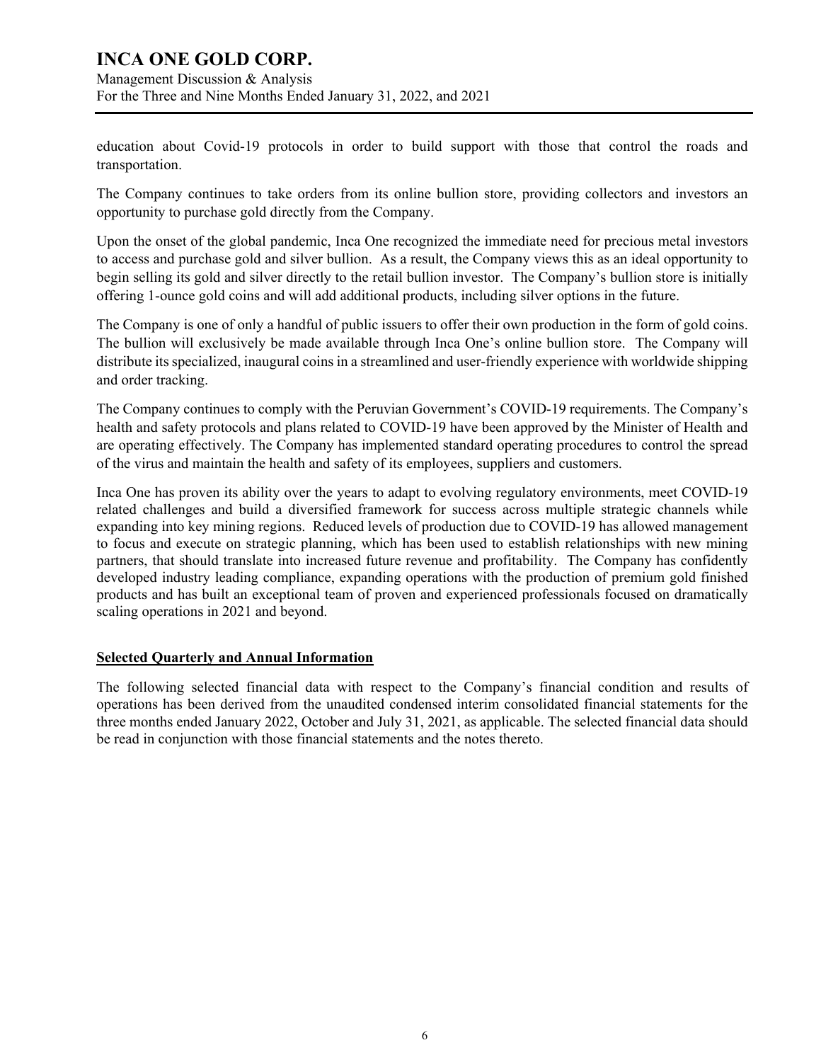education about Covid-19 protocols in order to build support with those that control the roads and transportation.

The Company continues to take orders from its online bullion store, providing collectors and investors an opportunity to purchase gold directly from the Company.

Upon the onset of the global pandemic, Inca One recognized the immediate need for precious metal investors to access and purchase gold and silver bullion. As a result, the Company views this as an ideal opportunity to begin selling its gold and silver directly to the retail bullion investor. The Company's bullion store is initially offering 1-ounce gold coins and will add additional products, including silver options in the future.

The Company is one of only a handful of public issuers to offer their own production in the form of gold coins. The bullion will exclusively be made available through Inca One's online bullion store. The Company will distribute its specialized, inaugural coins in a streamlined and user-friendly experience with worldwide shipping and order tracking.

The Company continues to comply with the Peruvian Government's COVID-19 requirements. The Company's health and safety protocols and plans related to COVID-19 have been approved by the Minister of Health and are operating effectively. The Company has implemented standard operating procedures to control the spread of the virus and maintain the health and safety of its employees, suppliers and customers.

Inca One has proven its ability over the years to adapt to evolving regulatory environments, meet COVID-19 related challenges and build a diversified framework for success across multiple strategic channels while expanding into key mining regions. Reduced levels of production due to COVID-19 has allowed management to focus and execute on strategic planning, which has been used to establish relationships with new mining partners, that should translate into increased future revenue and profitability. The Company has confidently developed industry leading compliance, expanding operations with the production of premium gold finished products and has built an exceptional team of proven and experienced professionals focused on dramatically scaling operations in 2021 and beyond.

## Selected Quarterly and Annual Information

The following selected financial data with respect to the Company's financial condition and results of operations has been derived from the unaudited condensed interim consolidated financial statements for the three months ended January 2022, October and July 31, 2021, as applicable. The selected financial data should be read in conjunction with those financial statements and the notes thereto.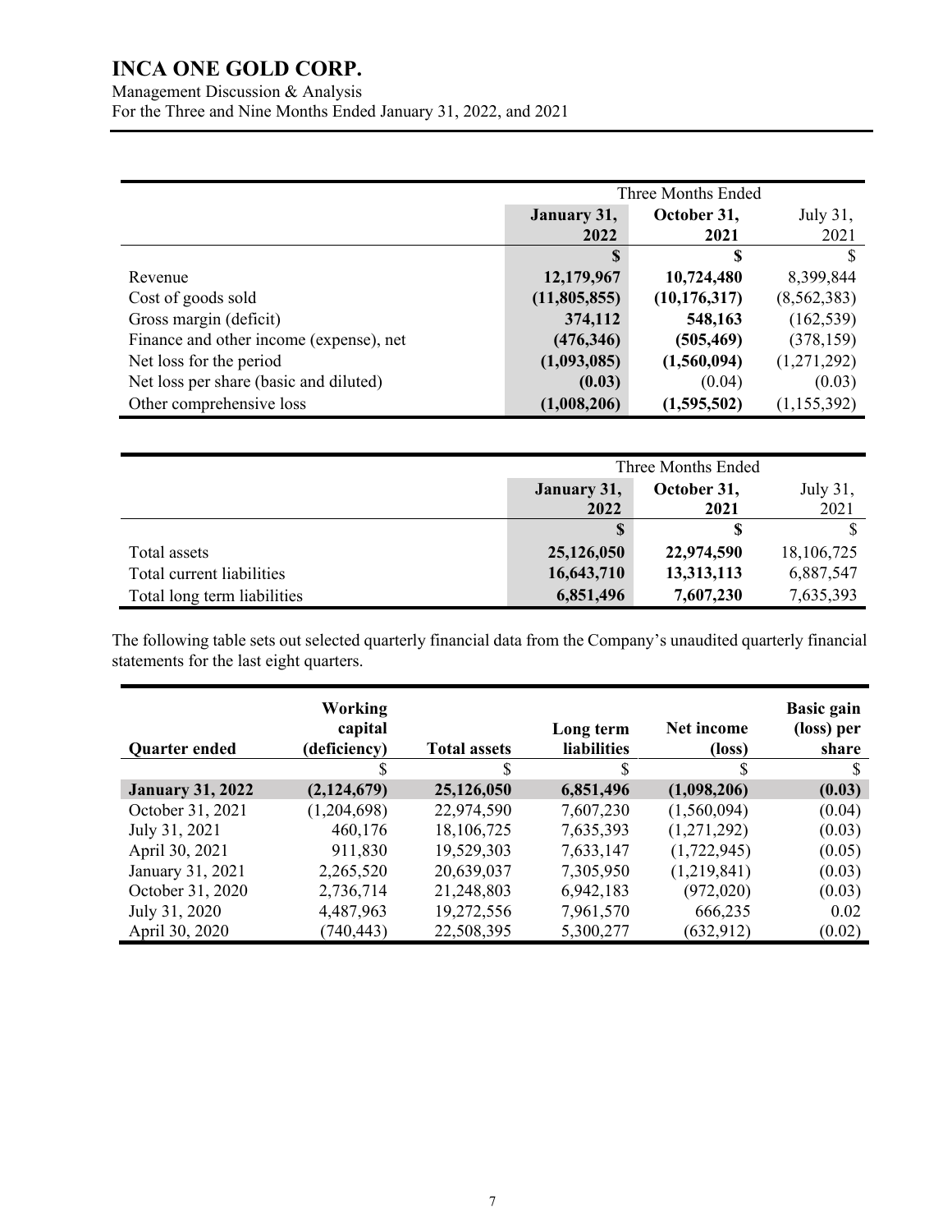| | Three Months Ended | | |
|---|---|---|---|
| | **January 31, 2022** | **October 31, 2021** | July 31, 2021 |
| | **$** | **$** | $ |
| Revenue | **12,179,967** | **10,724,480** | 8,399,844 |
| Cost of goods sold | **(11,805,855)** | **(10,176,317)** | (8,562,383) |
| Gross margin (deficit) | **374,112** | **548,163** | (162,539) |
| Finance and other income (expense), net | **(476,346)** | **(505,469)** | (378,159) |
| Net loss for the period | **(1,093,085)** | **(1,560,094)** | (1,271,292) |
| Net loss per share (basic and diluted) | **(0.03)** | (0.04) | (0.03) |
| Other comprehensive loss | **(1,008,206)** | **(1,595,502)** | (1,155,392) |

| | Three Months Ended | | |
|---|---|---|---|
| | **January 31, 2022** | **October 31, 2021** | July 31, 2021 |
| | **$** | **$** | $ |
| Total assets | **25,126,050** | **22,974,590** | 18,106,725 |
| Total current liabilities | **16,643,710** | **13,313,113** | 6,887,547 |
| Total long term liabilities | **6,851,496** | **7,607,230** | 7,635,393 |

The following table sets out selected quarterly financial data from the Company's unaudited quarterly financial statements for the last eight quarters.

| Quarter ended | Working capital (deficiency) | Total assets | Long term liabilities | Net income (loss) | Basic gain (loss) per share |
|---|---|---|---|---|---|
| | $ | $ | $ | $ | $ |
| **January 31, 2022** | **(2,124,679)** | **25,126,050** | **6,851,496** | **(1,098,206)** | **(0.03)** |
| October 31, 2021 | (1,204,698) | 22,974,590 | 7,607,230 | (1,560,094) | (0.04) |
| July 31, 2021 | 460,176 | 18,106,725 | 7,635,393 | (1,271,292) | (0.03) |
| April 30, 2021 | 911,830 | 19,529,303 | 7,633,147 | (1,722,945) | (0.05) |
| January 31, 2021 | 2,265,520 | 20,639,037 | 7,305,950 | (1,219,841) | (0.03) |
| October 31, 2020 | 2,736,714 | 21,248,803 | 6,942,183 | (972,020) | (0.03) |
| July 31, 2020 | 4,487,963 | 19,272,556 | 7,961,570 | 666,235 | 0.02 |
| April 30, 2020 | (740,443) | 22,508,395 | 5,300,277 | (632,912) | (0.02) |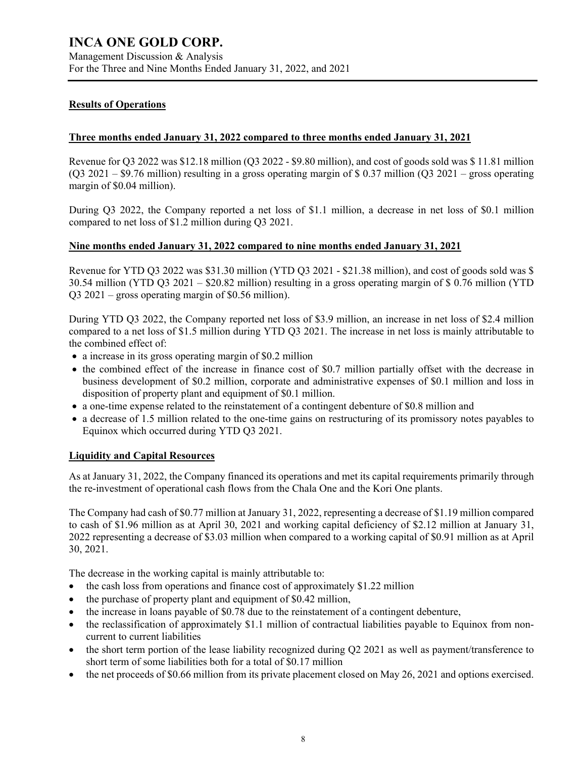## Results of Operations

### Three months ended January 31, 2022 compared to three months ended January 31, 2021

Revenue for Q3 2022 was $12.18 million (Q3 2022 - $9.80 million), and cost of goods sold was $ 11.81 million (Q3 2021 – $9.76 million) resulting in a gross operating margin of $ 0.37 million (Q3 2021 – gross operating margin of $0.04 million).

During Q3 2022, the Company reported a net loss of $1.1 million, a decrease in net loss of $0.1 million compared to net loss of $1.2 million during Q3 2021.

### Nine months ended January 31, 2022 compared to nine months ended January 31, 2021

Revenue for YTD Q3 2022 was $31.30 million (YTD Q3 2021 - $21.38 million), and cost of goods sold was $ 30.54 million (YTD Q3 2021 – $20.82 million) resulting in a gross operating margin of $ 0.76 million (YTD Q3 2021 – gross operating margin of $0.56 million).

During YTD Q3 2022, the Company reported net loss of $3.9 million, an increase in net loss of $2.4 million compared to a net loss of $1.5 million during YTD Q3 2021. The increase in net loss is mainly attributable to the combined effect of:

- a increase in its gross operating margin of $0.2 million
- the combined effect of the increase in finance cost of $0.7 million partially offset with the decrease in business development of $0.2 million, corporate and administrative expenses of $0.1 million and loss in disposition of property plant and equipment of $0.1 million.
- a one-time expense related to the reinstatement of a contingent debenture of $0.8 million and
- a decrease of 1.5 million related to the one-time gains on restructuring of its promissory notes payables to Equinox which occurred during YTD Q3 2021.

## Liquidity and Capital Resources

As at January 31, 2022, the Company financed its operations and met its capital requirements primarily through the re-investment of operational cash flows from the Chala One and the Kori One plants.

The Company had cash of $0.77 million at January 31, 2022, representing a decrease of $1.19 million compared to cash of $1.96 million as at April 30, 2021 and working capital deficiency of $2.12 million at January 31, 2022 representing a decrease of $3.03 million when compared to a working capital of $0.91 million as at April 30, 2021.

The decrease in the working capital is mainly attributable to:

- the cash loss from operations and finance cost of approximately $1.22 million
- the purchase of property plant and equipment of $0.42 million,
- the increase in loans payable of $0.78 due to the reinstatement of a contingent debenture,
- the reclassification of approximately $1.1 million of contractual liabilities payable to Equinox from non-current to current liabilities
- the short term portion of the lease liability recognized during Q2 2021 as well as payment/transference to short term of some liabilities both for a total of $0.17 million
- the net proceeds of $0.66 million from its private placement closed on May 26, 2021 and options exercised.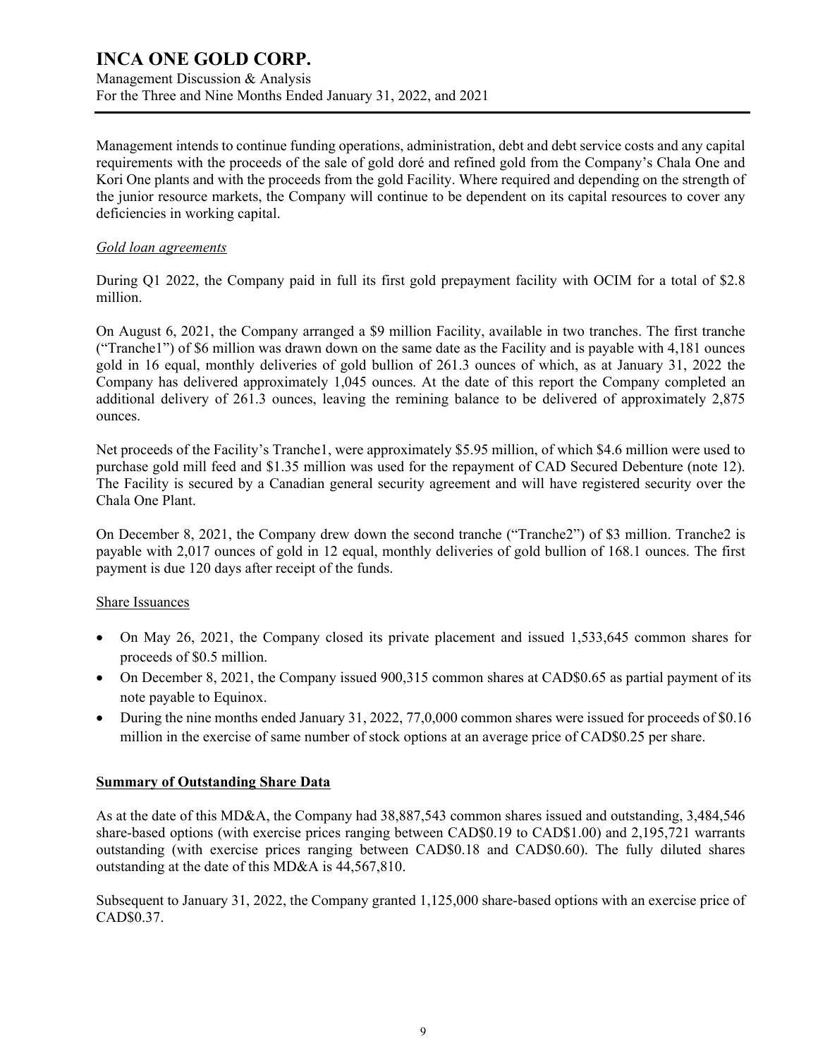Management intends to continue funding operations, administration, debt and debt service costs and any capital requirements with the proceeds of the sale of gold doré and refined gold from the Company's Chala One and Kori One plants and with the proceeds from the gold Facility. Where required and depending on the strength of the junior resource markets, the Company will continue to be dependent on its capital resources to cover any deficiencies in working capital.

*Gold loan agreements*

During Q1 2022, the Company paid in full its first gold prepayment facility with OCIM for a total of \$2.8 million.

On August 6, 2021, the Company arranged a \$9 million Facility, available in two tranches. The first tranche ("Tranche1") of \$6 million was drawn down on the same date as the Facility and is payable with 4,181 ounces gold in 16 equal, monthly deliveries of gold bullion of 261.3 ounces of which, as at January 31, 2022 the Company has delivered approximately 1,045 ounces. At the date of this report the Company completed an additional delivery of 261.3 ounces, leaving the remining balance to be delivered of approximately 2,875 ounces.

Net proceeds of the Facility's Tranche1, were approximately \$5.95 million, of which \$4.6 million were used to purchase gold mill feed and \$1.35 million was used for the repayment of CAD Secured Debenture (note 12). The Facility is secured by a Canadian general security agreement and will have registered security over the Chala One Plant.

On December 8, 2021, the Company drew down the second tranche ("Tranche2") of \$3 million. Tranche2 is payable with 2,017 ounces of gold in 12 equal, monthly deliveries of gold bullion of 168.1 ounces. The first payment is due 120 days after receipt of the funds.

Share Issuances

- On May 26, 2021, the Company closed its private placement and issued 1,533,645 common shares for proceeds of \$0.5 million.
- On December 8, 2021, the Company issued 900,315 common shares at CAD\$0.65 as partial payment of its note payable to Equinox.
- During the nine months ended January 31, 2022, 77,0,000 common shares were issued for proceeds of \$0.16 million in the exercise of same number of stock options at an average price of CAD\$0.25 per share.

## Summary of Outstanding Share Data

As at the date of this MD&A, the Company had 38,887,543 common shares issued and outstanding, 3,484,546 share-based options (with exercise prices ranging between CAD\$0.19 to CAD\$1.00) and 2,195,721 warrants outstanding (with exercise prices ranging between CAD\$0.18 and CAD\$0.60). The fully diluted shares outstanding at the date of this MD&A is 44,567,810.

Subsequent to January 31, 2022, the Company granted 1,125,000 share-based options with an exercise price of CAD\$0.37.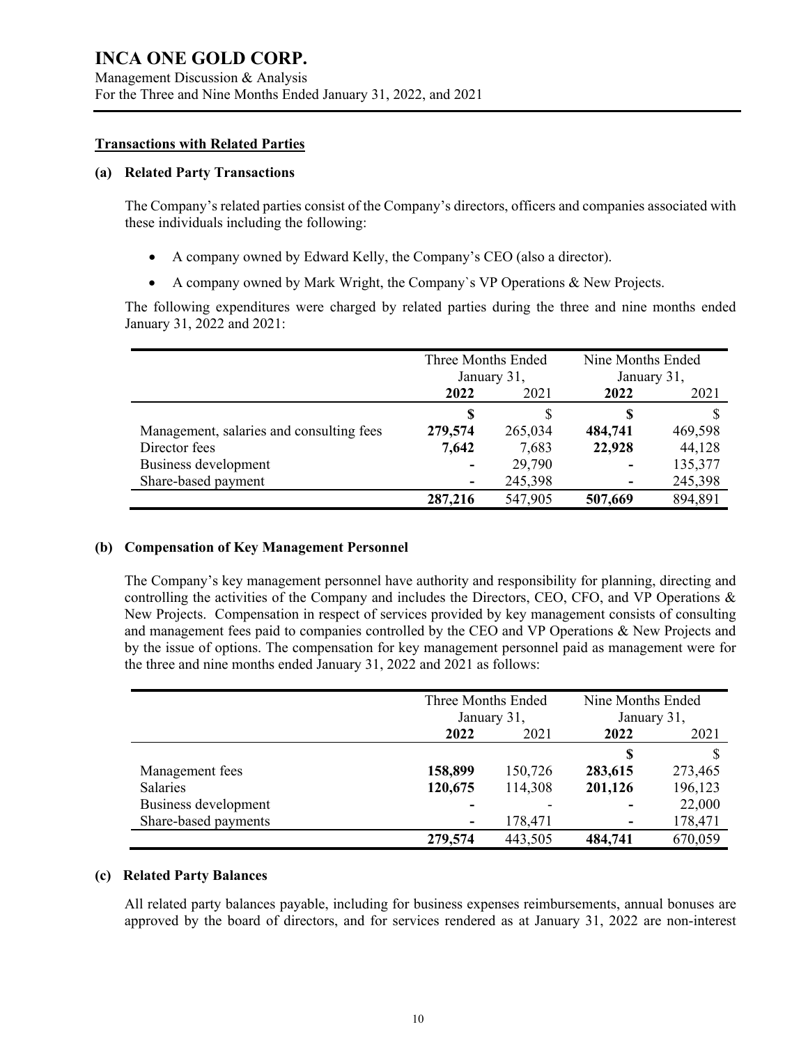## Transactions with Related Parties

### (a) Related Party Transactions

The Company's related parties consist of the Company's directors, officers and companies associated with these individuals including the following:

- A company owned by Edward Kelly, the Company's CEO (also a director).
- A company owned by Mark Wright, the Company`s VP Operations & New Projects.

The following expenditures were charged by related parties during the three and nine months ended January 31, 2022 and 2021:

| | Three Months Ended January 31, | | Nine Months Ended January 31, | |
|---|---|---|---|---|
| | **2022** | 2021 | **2022** | 2021 |
| | **$** | $ | **$** | $ |
| Management, salaries and consulting fees | **279,574** | 265,034 | **484,741** | 469,598 |
| Director fees | **7,642** | 7,683 | **22,928** | 44,128 |
| Business development | **-** | 29,790 | **-** | 135,377 |
| Share-based payment | **-** | 245,398 | **-** | 245,398 |
| | **287,216** | 547,905 | **507,669** | 894,891 |

### (b) Compensation of Key Management Personnel

The Company's key management personnel have authority and responsibility for planning, directing and controlling the activities of the Company and includes the Directors, CEO, CFO, and VP Operations & New Projects. Compensation in respect of services provided by key management consists of consulting and management fees paid to companies controlled by the CEO and VP Operations & New Projects and by the issue of options. The compensation for key management personnel paid as management were for the three and nine months ended January 31, 2022 and 2021 as follows:

| | Three Months Ended January 31, | | Nine Months Ended January 31, | |
|---|---|---|---|---|
| | **2022** | 2021 | **2022** | 2021 |
| | | | **$** | $ |
| Management fees | **158,899** | 150,726 | **283,615** | 273,465 |
| Salaries | **120,675** | 114,308 | **201,126** | 196,123 |
| Business development | **-** | - | **-** | 22,000 |
| Share-based payments | **-** | 178,471 | **-** | 178,471 |
| | **279,574** | 443,505 | **484,741** | 670,059 |

### (c) Related Party Balances

All related party balances payable, including for business expenses reimbursements, annual bonuses are approved by the board of directors, and for services rendered as at January 31, 2022 are non-interest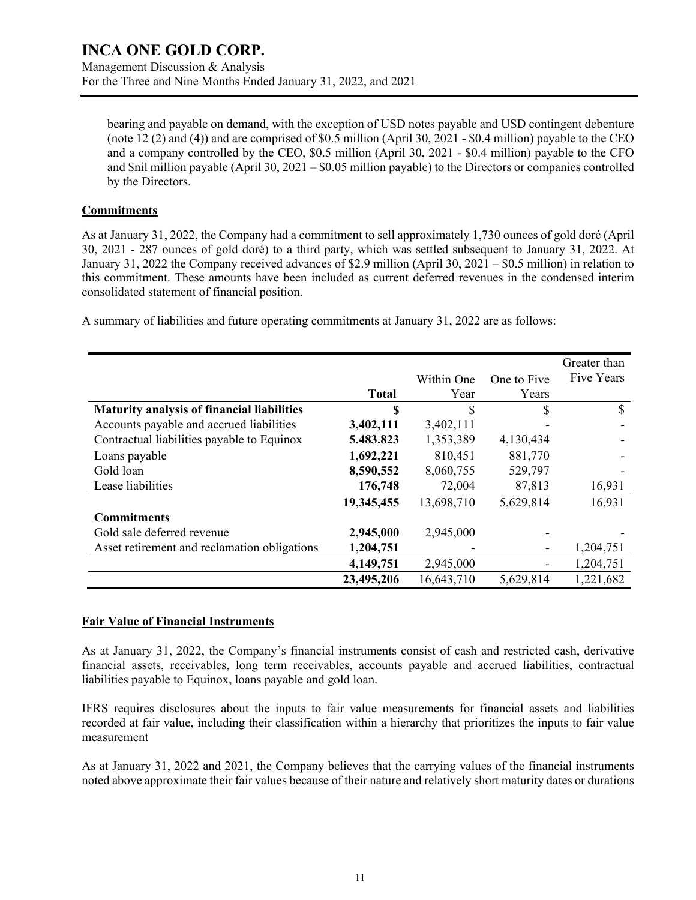bearing and payable on demand, with the exception of USD notes payable and USD contingent debenture (note 12 (2) and (4)) and are comprised of $0.5 million (April 30, 2021 - $0.4 million) payable to the CEO and a company controlled by the CEO, $0.5 million (April 30, 2021 - $0.4 million) payable to the CFO and $nil million payable (April 30, 2021 – $0.05 million payable) to the Directors or companies controlled by the Directors.

## Commitments

As at January 31, 2022, the Company had a commitment to sell approximately 1,730 ounces of gold doré (April 30, 2021 - 287 ounces of gold doré) to a third party, which was settled subsequent to January 31, 2022. At January 31, 2022 the Company received advances of $2.9 million (April 30, 2021 – $0.5 million) in relation to this commitment. These amounts have been included as current deferred revenues in the condensed interim consolidated statement of financial position.

A summary of liabilities and future operating commitments at January 31, 2022 are as follows:

| | Total | Within One Year | One to Five Years | Greater than Five Years |
|---|---|---|---|---|
| **Maturity analysis of financial liabilities** | **$** | $ | $ | $ |
| Accounts payable and accrued liabilities | **3,402,111** | 3,402,111 | - | - |
| Contractual liabilities payable to Equinox | **5.483.823** | 1,353,389 | 4,130,434 | - |
| Loans payable | **1,692,221** | 810,451 | 881,770 | - |
| Gold loan | **8,590,552** | 8,060,755 | 529,797 | - |
| Lease liabilities | **176,748** | 72,004 | 87,813 | 16,931 |
| | **19,345,455** | 13,698,710 | 5,629,814 | 16,931 |
| **Commitments** | | | | |
| Gold sale deferred revenue | **2,945,000** | 2,945,000 | - | - |
| Asset retirement and reclamation obligations | **1,204,751** | - | - | 1,204,751 |
| | **4,149,751** | 2,945,000 | - | 1,204,751 |
| | **23,495,206** | 16,643,710 | 5,629,814 | 1,221,682 |

## Fair Value of Financial Instruments

As at January 31, 2022, the Company's financial instruments consist of cash and restricted cash, derivative financial assets, receivables, long term receivables, accounts payable and accrued liabilities, contractual liabilities payable to Equinox, loans payable and gold loan.

IFRS requires disclosures about the inputs to fair value measurements for financial assets and liabilities recorded at fair value, including their classification within a hierarchy that prioritizes the inputs to fair value measurement

As at January 31, 2022 and 2021, the Company believes that the carrying values of the financial instruments noted above approximate their fair values because of their nature and relatively short maturity dates or durations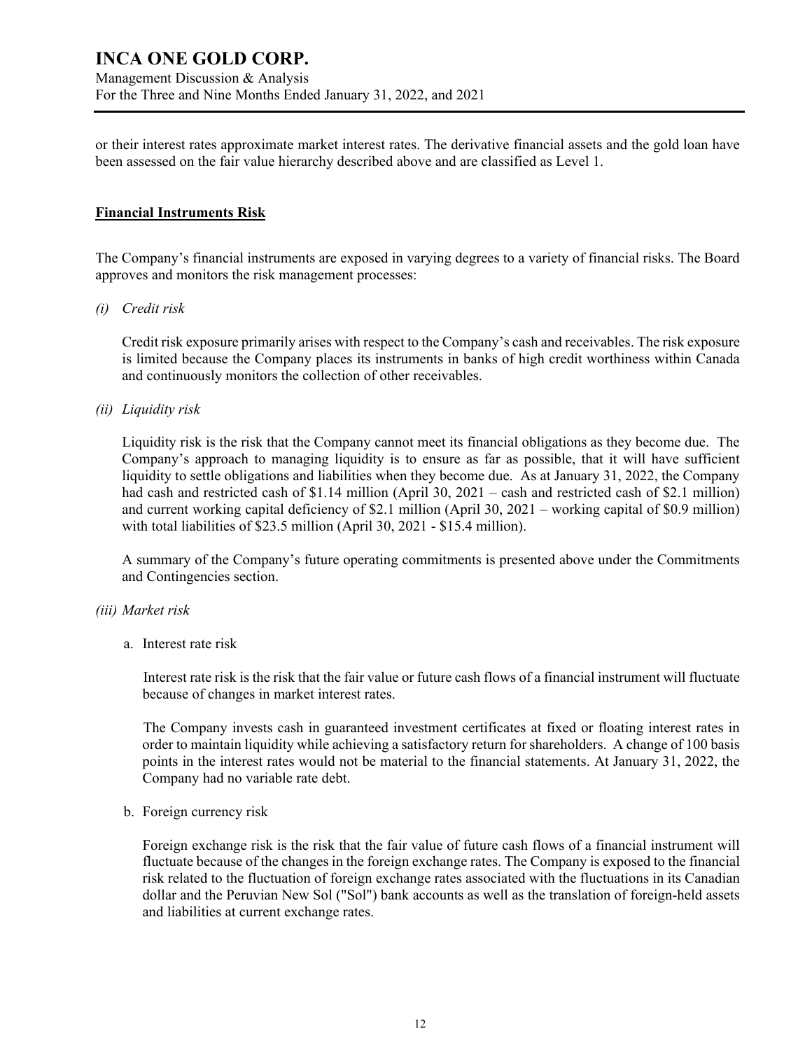or their interest rates approximate market interest rates. The derivative financial assets and the gold loan have been assessed on the fair value hierarchy described above and are classified as Level 1.

## **Financial Instruments Risk**

The Company's financial instruments are exposed in varying degrees to a variety of financial risks. The Board approves and monitors the risk management processes:

*(i) Credit risk*

Credit risk exposure primarily arises with respect to the Company's cash and receivables. The risk exposure is limited because the Company places its instruments in banks of high credit worthiness within Canada and continuously monitors the collection of other receivables.

*(ii) Liquidity risk*

Liquidity risk is the risk that the Company cannot meet its financial obligations as they become due. The Company's approach to managing liquidity is to ensure as far as possible, that it will have sufficient liquidity to settle obligations and liabilities when they become due. As at January 31, 2022, the Company had cash and restricted cash of $1.14 million (April 30, 2021 – cash and restricted cash of $2.1 million) and current working capital deficiency of $2.1 million (April 30, 2021 – working capital of $0.9 million) with total liabilities of $23.5 million (April 30, 2021 - $15.4 million).

A summary of the Company's future operating commitments is presented above under the Commitments and Contingencies section.

*(iii) Market risk*

a. Interest rate risk

Interest rate risk is the risk that the fair value or future cash flows of a financial instrument will fluctuate because of changes in market interest rates.

The Company invests cash in guaranteed investment certificates at fixed or floating interest rates in order to maintain liquidity while achieving a satisfactory return for shareholders. A change of 100 basis points in the interest rates would not be material to the financial statements. At January 31, 2022, the Company had no variable rate debt.

b. Foreign currency risk

Foreign exchange risk is the risk that the fair value of future cash flows of a financial instrument will fluctuate because of the changes in the foreign exchange rates. The Company is exposed to the financial risk related to the fluctuation of foreign exchange rates associated with the fluctuations in its Canadian dollar and the Peruvian New Sol ("Sol") bank accounts as well as the translation of foreign-held assets and liabilities at current exchange rates.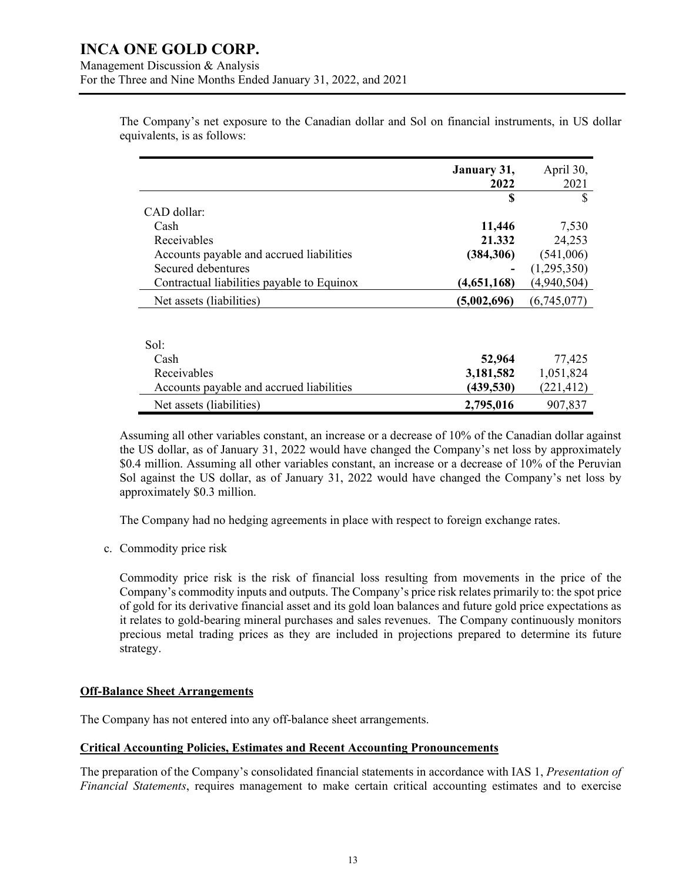The Company's net exposure to the Canadian dollar and Sol on financial instruments, in US dollar equivalents, is as follows:

| | **January 31, 2022** | April 30, 2021 |
|---|---|---|
| | **$** | $ |
| CAD dollar: | | |
| Cash | **11,446** | 7,530 |
| Receivables | **21.332** | 24,253 |
| Accounts payable and accrued liabilities | **(384,306)** | (541,006) |
| Secured debentures | **-** | (1,295,350) |
| Contractual liabilities payable to Equinox | **(4,651,168)** | (4,940,504) |
| Net assets (liabilities) | **(5,002,696)** | (6,745,077) |
| | | |
| Sol: | | |
| Cash | **52,964** | 77,425 |
| Receivables | **3,181,582** | 1,051,824 |
| Accounts payable and accrued liabilities | **(439,530)** | (221,412) |
| Net assets (liabilities) | **2,795,016** | 907,837 |

Assuming all other variables constant, an increase or a decrease of 10% of the Canadian dollar against the US dollar, as of January 31, 2022 would have changed the Company's net loss by approximately $0.4 million. Assuming all other variables constant, an increase or a decrease of 10% of the Peruvian Sol against the US dollar, as of January 31, 2022 would have changed the Company's net loss by approximately $0.3 million.

The Company had no hedging agreements in place with respect to foreign exchange rates.

c. Commodity price risk

Commodity price risk is the risk of financial loss resulting from movements in the price of the Company's commodity inputs and outputs. The Company's price risk relates primarily to: the spot price of gold for its derivative financial asset and its gold loan balances and future gold price expectations as it relates to gold-bearing mineral purchases and sales revenues. The Company continuously monitors precious metal trading prices as they are included in projections prepared to determine its future strategy.

## Off-Balance Sheet Arrangements

The Company has not entered into any off-balance sheet arrangements.

## Critical Accounting Policies, Estimates and Recent Accounting Pronouncements

The preparation of the Company's consolidated financial statements in accordance with IAS 1, *Presentation of Financial Statements*, requires management to make certain critical accounting estimates and to exercise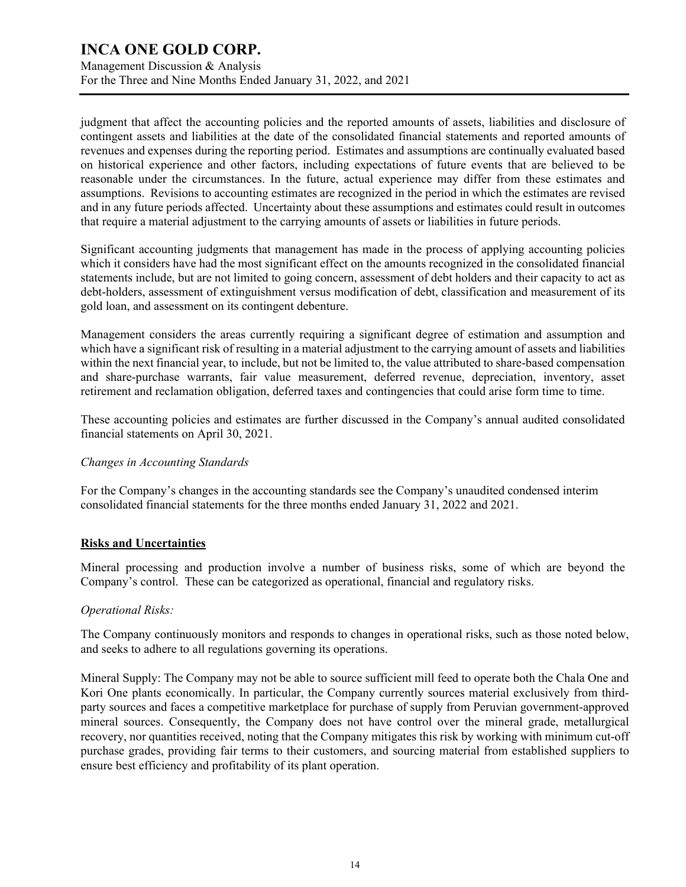judgment that affect the accounting policies and the reported amounts of assets, liabilities and disclosure of contingent assets and liabilities at the date of the consolidated financial statements and reported amounts of revenues and expenses during the reporting period. Estimates and assumptions are continually evaluated based on historical experience and other factors, including expectations of future events that are believed to be reasonable under the circumstances. In the future, actual experience may differ from these estimates and assumptions. Revisions to accounting estimates are recognized in the period in which the estimates are revised and in any future periods affected. Uncertainty about these assumptions and estimates could result in outcomes that require a material adjustment to the carrying amounts of assets or liabilities in future periods.

Significant accounting judgments that management has made in the process of applying accounting policies which it considers have had the most significant effect on the amounts recognized in the consolidated financial statements include, but are not limited to going concern, assessment of debt holders and their capacity to act as debt-holders, assessment of extinguishment versus modification of debt, classification and measurement of its gold loan, and assessment on its contingent debenture.

Management considers the areas currently requiring a significant degree of estimation and assumption and which have a significant risk of resulting in a material adjustment to the carrying amount of assets and liabilities within the next financial year, to include, but not be limited to, the value attributed to share-based compensation and share-purchase warrants, fair value measurement, deferred revenue, depreciation, inventory, asset retirement and reclamation obligation, deferred taxes and contingencies that could arise form time to time.

These accounting policies and estimates are further discussed in the Company's annual audited consolidated financial statements on April 30, 2021.

*Changes in Accounting Standards*

For the Company's changes in the accounting standards see the Company's unaudited condensed interim consolidated financial statements for the three months ended January 31, 2022 and 2021.

## Risks and Uncertainties

Mineral processing and production involve a number of business risks, some of which are beyond the Company's control. These can be categorized as operational, financial and regulatory risks.

*Operational Risks:*

The Company continuously monitors and responds to changes in operational risks, such as those noted below, and seeks to adhere to all regulations governing its operations.

Mineral Supply: The Company may not be able to source sufficient mill feed to operate both the Chala One and Kori One plants economically. In particular, the Company currently sources material exclusively from third-party sources and faces a competitive marketplace for purchase of supply from Peruvian government-approved mineral sources. Consequently, the Company does not have control over the mineral grade, metallurgical recovery, nor quantities received, noting that the Company mitigates this risk by working with minimum cut-off purchase grades, providing fair terms to their customers, and sourcing material from established suppliers to ensure best efficiency and profitability of its plant operation.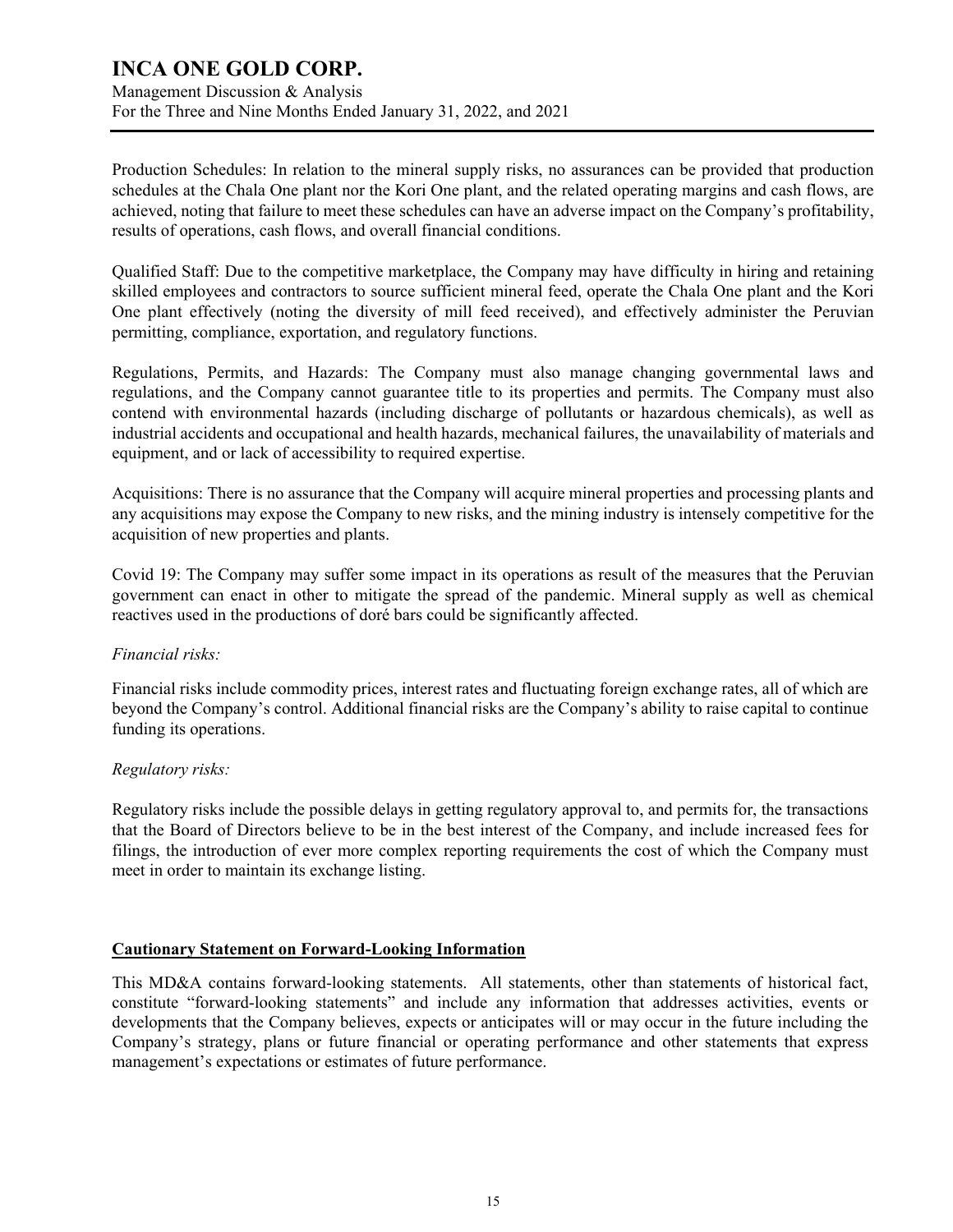Production Schedules: In relation to the mineral supply risks, no assurances can be provided that production schedules at the Chala One plant nor the Kori One plant, and the related operating margins and cash flows, are achieved, noting that failure to meet these schedules can have an adverse impact on the Company's profitability, results of operations, cash flows, and overall financial conditions.

Qualified Staff: Due to the competitive marketplace, the Company may have difficulty in hiring and retaining skilled employees and contractors to source sufficient mineral feed, operate the Chala One plant and the Kori One plant effectively (noting the diversity of mill feed received), and effectively administer the Peruvian permitting, compliance, exportation, and regulatory functions.

Regulations, Permits, and Hazards: The Company must also manage changing governmental laws and regulations, and the Company cannot guarantee title to its properties and permits. The Company must also contend with environmental hazards (including discharge of pollutants or hazardous chemicals), as well as industrial accidents and occupational and health hazards, mechanical failures, the unavailability of materials and equipment, and or lack of accessibility to required expertise.

Acquisitions: There is no assurance that the Company will acquire mineral properties and processing plants and any acquisitions may expose the Company to new risks, and the mining industry is intensely competitive for the acquisition of new properties and plants.

Covid 19: The Company may suffer some impact in its operations as result of the measures that the Peruvian government can enact in other to mitigate the spread of the pandemic. Mineral supply as well as chemical reactives used in the productions of doré bars could be significantly affected.

*Financial risks:*

Financial risks include commodity prices, interest rates and fluctuating foreign exchange rates, all of which are beyond the Company's control. Additional financial risks are the Company's ability to raise capital to continue funding its operations.

*Regulatory risks:*

Regulatory risks include the possible delays in getting regulatory approval to, and permits for, the transactions that the Board of Directors believe to be in the best interest of the Company, and include increased fees for filings, the introduction of ever more complex reporting requirements the cost of which the Company must meet in order to maintain its exchange listing.

## Cautionary Statement on Forward-Looking Information

This MD&A contains forward-looking statements. All statements, other than statements of historical fact, constitute "forward-looking statements" and include any information that addresses activities, events or developments that the Company believes, expects or anticipates will or may occur in the future including the Company's strategy, plans or future financial or operating performance and other statements that express management's expectations or estimates of future performance.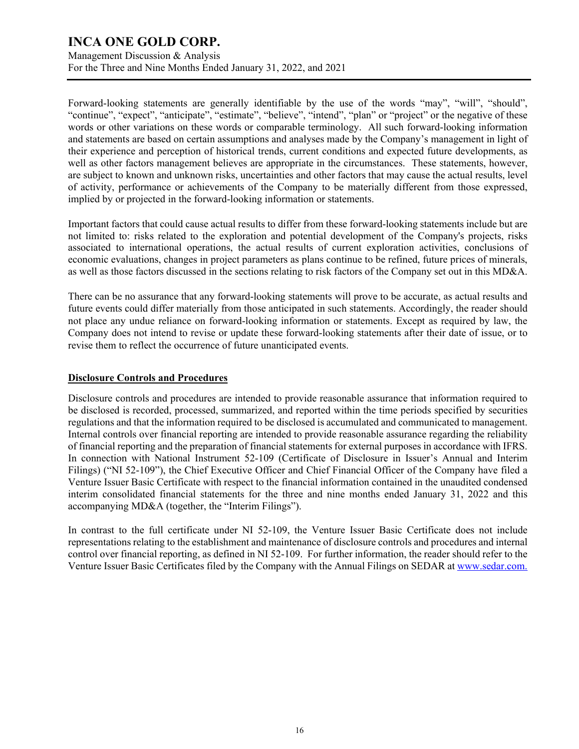Forward-looking statements are generally identifiable by the use of the words "may", "will", "should", "continue", "expect", "anticipate", "estimate", "believe", "intend", "plan" or "project" or the negative of these words or other variations on these words or comparable terminology. All such forward-looking information and statements are based on certain assumptions and analyses made by the Company's management in light of their experience and perception of historical trends, current conditions and expected future developments, as well as other factors management believes are appropriate in the circumstances. These statements, however, are subject to known and unknown risks, uncertainties and other factors that may cause the actual results, level of activity, performance or achievements of the Company to be materially different from those expressed, implied by or projected in the forward-looking information or statements.

Important factors that could cause actual results to differ from these forward-looking statements include but are not limited to: risks related to the exploration and potential development of the Company's projects, risks associated to international operations, the actual results of current exploration activities, conclusions of economic evaluations, changes in project parameters as plans continue to be refined, future prices of minerals, as well as those factors discussed in the sections relating to risk factors of the Company set out in this MD&A.

There can be no assurance that any forward-looking statements will prove to be accurate, as actual results and future events could differ materially from those anticipated in such statements. Accordingly, the reader should not place any undue reliance on forward-looking information or statements. Except as required by law, the Company does not intend to revise or update these forward-looking statements after their date of issue, or to revise them to reflect the occurrence of future unanticipated events.

## Disclosure Controls and Procedures

Disclosure controls and procedures are intended to provide reasonable assurance that information required to be disclosed is recorded, processed, summarized, and reported within the time periods specified by securities regulations and that the information required to be disclosed is accumulated and communicated to management. Internal controls over financial reporting are intended to provide reasonable assurance regarding the reliability of financial reporting and the preparation of financial statements for external purposes in accordance with IFRS. In connection with National Instrument 52-109 (Certificate of Disclosure in Issuer's Annual and Interim Filings) ("NI 52-109"), the Chief Executive Officer and Chief Financial Officer of the Company have filed a Venture Issuer Basic Certificate with respect to the financial information contained in the unaudited condensed interim consolidated financial statements for the three and nine months ended January 31, 2022 and this accompanying MD&A (together, the "Interim Filings").

In contrast to the full certificate under NI 52-109, the Venture Issuer Basic Certificate does not include representations relating to the establishment and maintenance of disclosure controls and procedures and internal control over financial reporting, as defined in NI 52-109. For further information, the reader should refer to the Venture Issuer Basic Certificates filed by the Company with the Annual Filings on SEDAR at www.sedar.com.